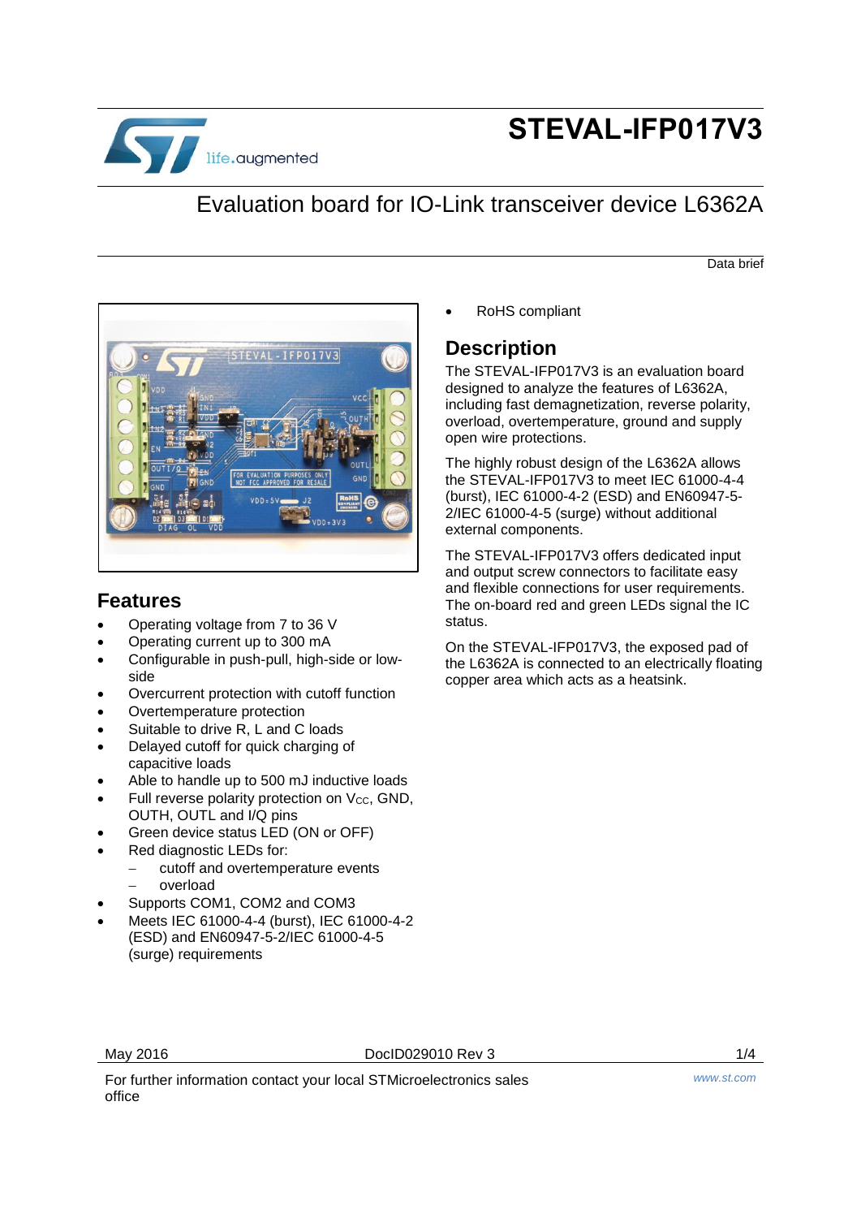# STEVAL-IFP017V3

## Evaluation board for IO-Link transceiver device L6362A

Data brief

## Features

- Operating voltage from 7 to 36 V
- Operating current up to 300 mA
- Configurable in push-pull, high-side or low-side
- Overcurrent protection with cutoff function
- Overtemperature protection
- Suitable to drive R, L and C loads
- Delayed cutoff for quick charging of capacitive loads
- Able to handle up to 500 mJ inductive loads
- Full reverse polarity protection on $V_{CC}$, GND, OUTH, OUTL and I/Q pins
- Green device status LED (ON or OFF)
- Red diagnostic LEDs for:
  - cutoff and overtemperature events
  - overload
- Supports COM1, COM2 and COM3
- Meets IEC 61000-4-4 (burst), IEC 61000-4-2 (ESD) and EN60947-5-2/IEC 61000-4-5 (surge) requirements
- RoHS compliant

## Description

The STEVAL-IFP017V3 is an evaluation board designed to analyze the features of L6362A, including fast demagnetization, reverse polarity, overload, overtemperature, ground and supply open wire protections.

The highly robust design of the L6362A allows the STEVAL-IFP017V3 to meet IEC 61000-4-4 (burst), IEC 61000-4-2 (ESD) and EN60947-5-2/IEC 61000-4-5 (surge) without additional external components.

The STEVAL-IFP017V3 offers dedicated input and output screw connectors to facilitate easy and flexible connections for user requirements. The on-board red and green LEDs signal the IC status.

On the STEVAL-IFP017V3, the exposed pad of the L6362A is connected to an electrically floating copper area which acts as a heatsink.

May 2016 DocID029010 Rev 3

For further information contact your local STMicroelectronics sales office

www.st.com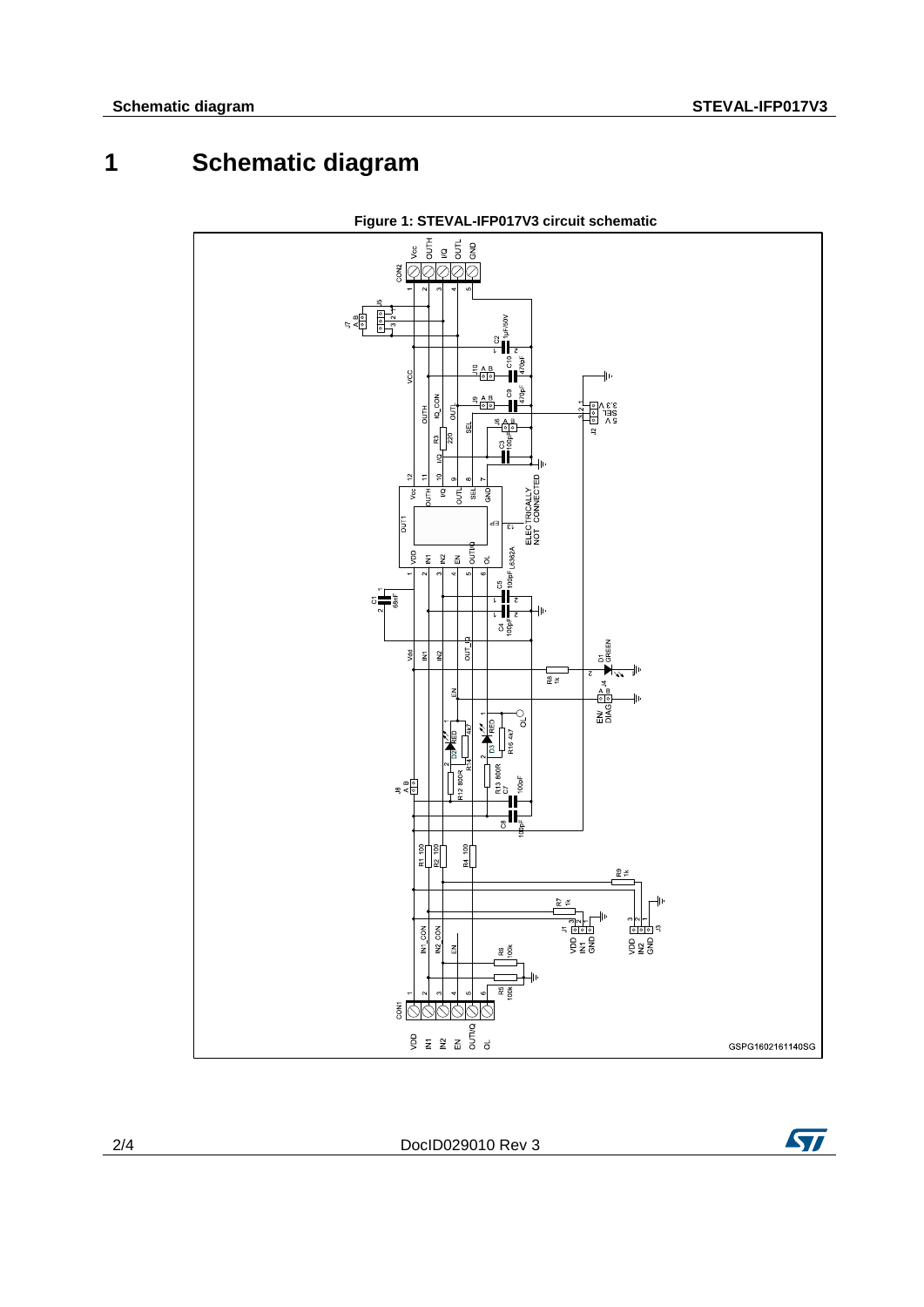# 1 Schematic diagram

**Figure 1: STEVAL-IFP017V3 circuit schematic**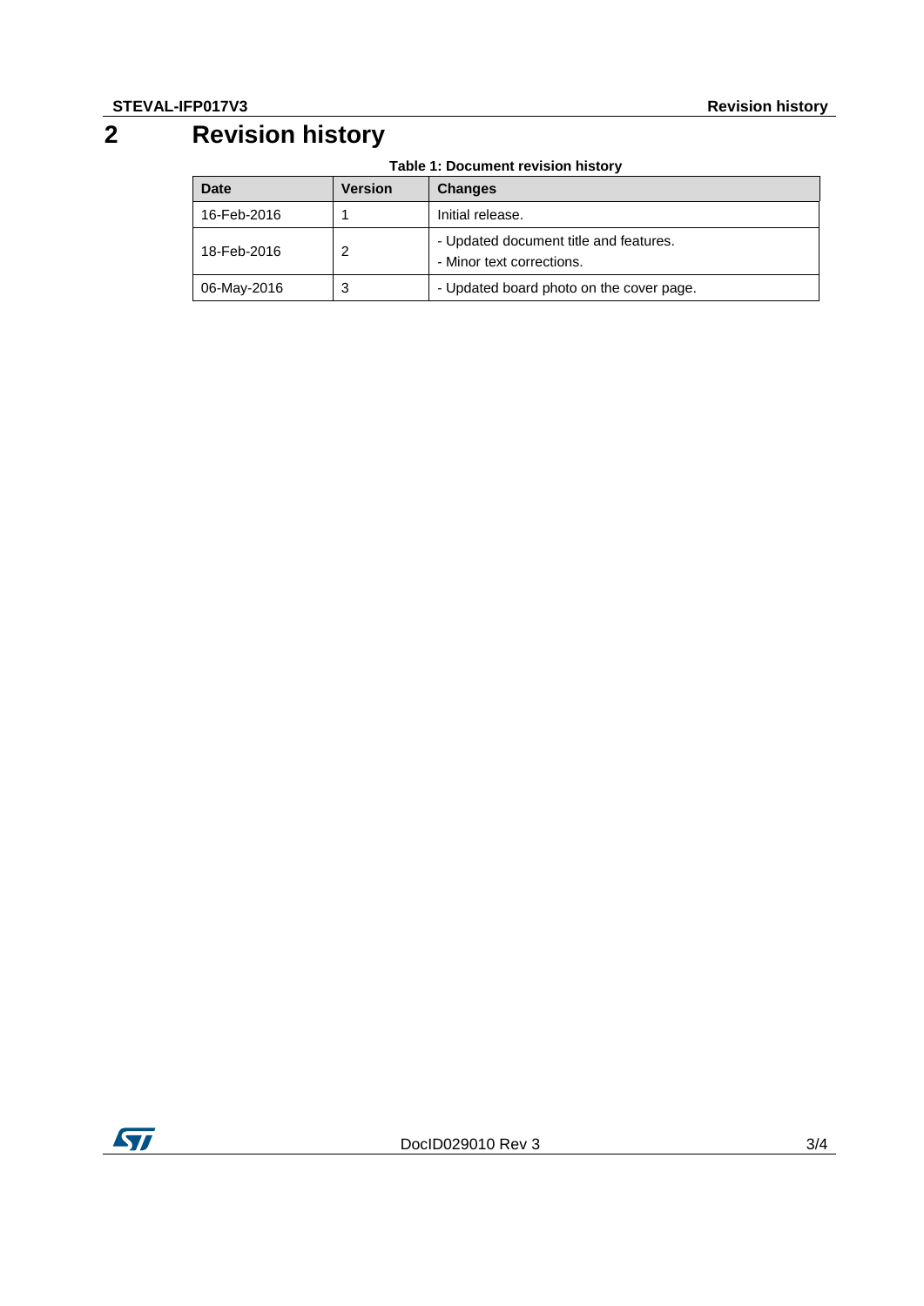# 2 Revision history

**Table 1: Document revision history**

| Date | Version | Changes |
|---|---|---|
| 16-Feb-2016 | 1 | Initial release. |
| 18-Feb-2016 | 2 | - Updated document title and features.<br>- Minor text corrections. |
| 06-May-2016 | 3 | - Updated board photo on the cover page. |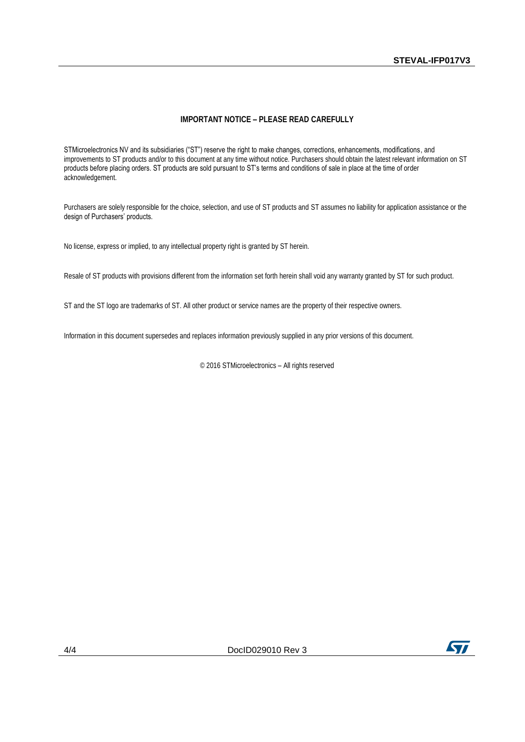**IMPORTANT NOTICE – PLEASE READ CAREFULLY**

STMicroelectronics NV and its subsidiaries ("ST") reserve the right to make changes, corrections, enhancements, modifications, and improvements to ST products and/or to this document at any time without notice. Purchasers should obtain the latest relevant information on ST products before placing orders. ST products are sold pursuant to ST's terms and conditions of sale in place at the time of order acknowledgement.

Purchasers are solely responsible for the choice, selection, and use of ST products and ST assumes no liability for application assistance or the design of Purchasers' products.

No license, express or implied, to any intellectual property right is granted by ST herein.

Resale of ST products with provisions different from the information set forth herein shall void any warranty granted by ST for such product.

ST and the ST logo are trademarks of ST. All other product or service names are the property of their respective owners.

Information in this document supersedes and replaces information previously supplied in any prior versions of this document.

© 2016 STMicroelectronics – All rights reserved